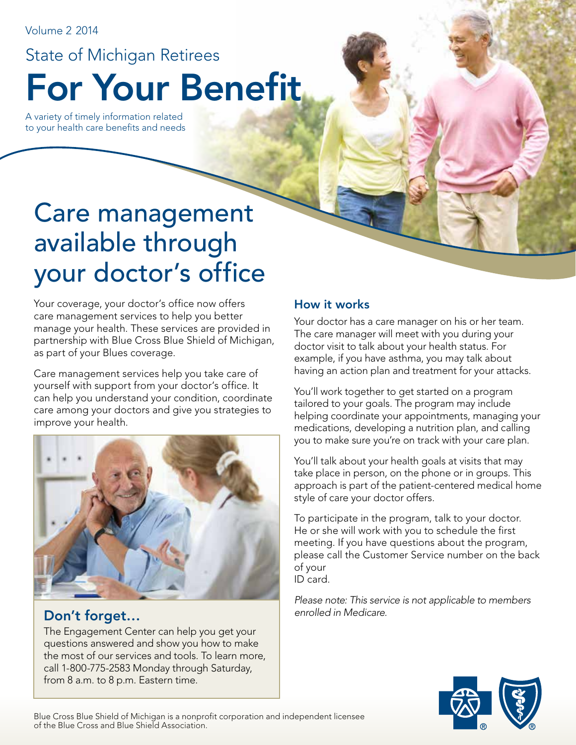Volume 2 2014

State of Michigan Retirees

# For Your Benefit

A variety of timely information related to your health care benefits and needs

## Care management available through your doctor's office

Your coverage, your doctor's office now offers care management services to help you better manage your health. These services are provided in partnership with Blue Cross Blue Shield of Michigan, as part of your Blues coverage.

Care management services help you take care of yourself with support from your doctor's office. It can help you understand your condition, coordinate care among your doctors and give you strategies to improve your health.

### How it works

Your doctor has a care manager on his or her team. The care manager will meet with you during your doctor visit to talk about your health status. For example, if you have asthma, you may talk about having an action plan and treatment for your attacks.

You'll work together to get started on a program tailored to your goals. The program may include helping coordinate your appointments, managing your medications, developing a nutrition plan, and calling you to make sure you're on track with your care plan.

You'll talk about your health goals at visits that may take place in person, on the phone or in groups. This approach is part of the patient-centered medical home style of care your doctor offers.

To participate in the program, talk to your doctor. He or she will work with you to schedule the first meeting. If you have questions about the program, please call the Customer Service number on the back of your ID card.

*Please note: This service is not applicable to members enrolled in Medicare.*

### Don't forget…

The Engagement Center can help you get your questions answered and show you how to make the most of our services and tools. To learn more, call 1-800-775-2583 Monday through Saturday, from 8 a.m. to 8 p.m. Eastern time.

Blue Cross Blue Shield of Michigan is a nonprofit corporation and independent licensee of the Blue Cross and Blue Shield Association.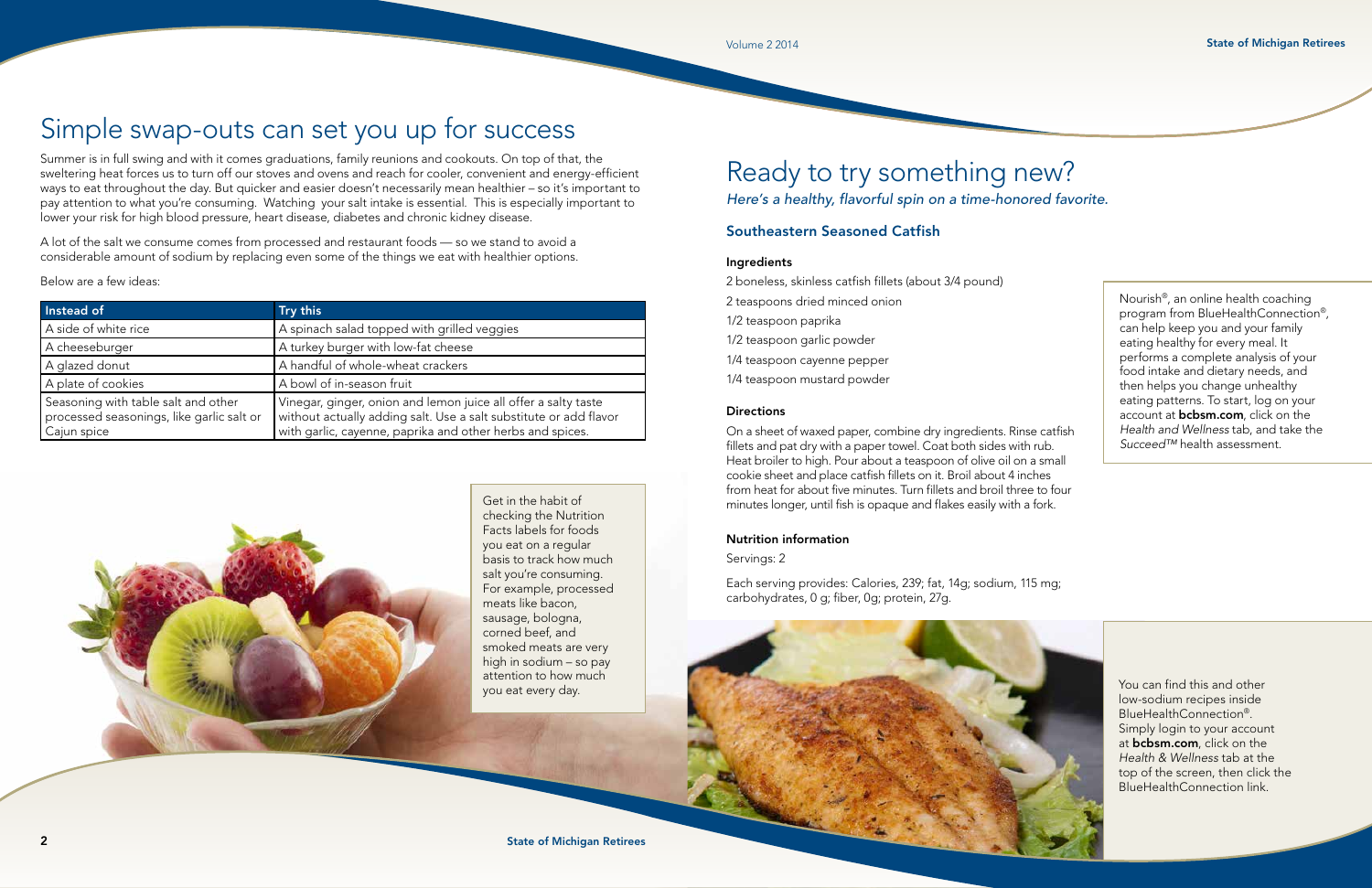# Simple swap-outs can set you up for success

Summer is in full swing and with it comes graduations, family reunions and cookouts. On top of that, the sweltering heat forces us to turn off our stoves and ovens and reach for cooler, convenient and energy-efficient ways to eat throughout the day. But quicker and easier doesn't necessarily mean healthier – so it's important to pay attention to what you're consuming. Watching your salt intake is essential. This is especially important to lower your risk for high blood pressure, heart disease, diabetes and chronic kidney disease.

A lot of the salt we consume comes from processed and restaurant foods — so we stand to avoid a considerable amount of sodium by replacing even some of the things we eat with healthier options.

Below are a few ideas:

| Instead of | Try this |
|---|---|
| A side of white rice | A spinach salad topped with grilled veggies |
| A cheeseburger | A turkey burger with low-fat cheese |
| A glazed donut | A handful of whole-wheat crackers |
| A plate of cookies | A bowl of in-season fruit |
| Seasoning with table salt and other processed seasonings, like garlic salt or Cajun spice | Vinegar, ginger, onion and lemon juice all offer a salty taste without actually adding salt. Use a salt substitute or add flavor with garlic, cayenne, paprika and other herbs and spices. |

Get in the habit of checking the Nutrition Facts labels for foods you eat on a regular basis to track how much salt you're consuming. For example, processed meats like bacon, sausage, bologna, corned beef, and smoked meats are very high in sodium – so pay attention to how much you eat every day.

# Ready to try something new?

*Here's a healthy, flavorful spin on a time-honored favorite.*

## Southeastern Seasoned Catfish

### Ingredients

2 boneless, skinless catfish fillets (about 3/4 pound)

2 teaspoons dried minced onion

1/2 teaspoon paprika

1/2 teaspoon garlic powder

1/4 teaspoon cayenne pepper

1/4 teaspoon mustard powder

### Directions

On a sheet of waxed paper, combine dry ingredients. Rinse catfish fillets and pat dry with a paper towel. Coat both sides with rub. Heat broiler to high. Pour about a teaspoon of olive oil on a small cookie sheet and place catfish fillets on it. Broil about 4 inches from heat for about five minutes. Turn fillets and broil three to four minutes longer, until fish is opaque and flakes easily with a fork.

### Nutrition information

Servings: 2

Each serving provides: Calories, 239; fat, 14g; sodium, 115 mg; carbohydrates, 0 g; fiber, 0g; protein, 27g.

Nourish®, an online health coaching program from BlueHealthConnection®, can help keep you and your family eating healthy for every meal. It performs a complete analysis of your food intake and dietary needs, and then helps you change unhealthy eating patterns. To start, log on your account at **bcbsm.com**, click on the *Health and Wellness* tab, and take the *Succeed™* health assessment.

You can find this and other low-sodium recipes inside BlueHealthConnection®. Simply login to your account at **bcbsm.com**, click on the *Health & Wellness* tab at the top of the screen, then click the BlueHealthConnection link.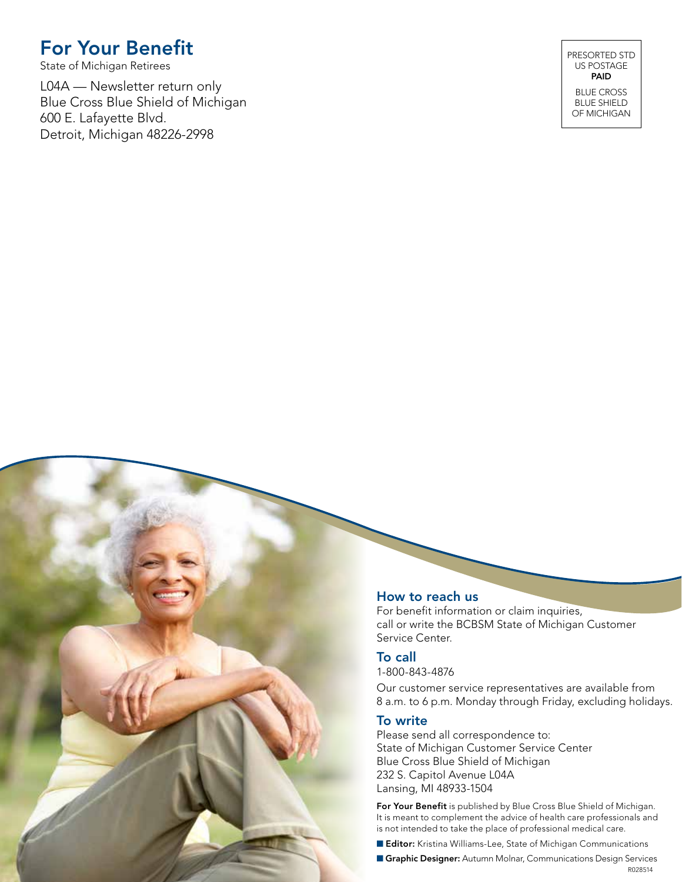## For Your Benefit

State of Michigan Retirees

L04A — Newsletter return only
Blue Cross Blue Shield of Michigan
600 E. Lafayette Blvd.
Detroit, Michigan 48226-2998

PRESORTED STD
US POSTAGE
**PAID**
BLUE CROSS
BLUE SHIELD
OF MICHIGAN

### How to reach us

For benefit information or claim inquiries, call or write the BCBSM State of Michigan Customer Service Center.

### To call

1-800-843-4876

Our customer service representatives are available from 8 a.m. to 6 p.m. Monday through Friday, excluding holidays.

### To write

Please send all correspondence to:
State of Michigan Customer Service Center
Blue Cross Blue Shield of Michigan
232 S. Capitol Avenue L04A
Lansing, MI 48933-1504

**For Your Benefit** is published by Blue Cross Blue Shield of Michigan. It is meant to complement the advice of health care professionals and is not intended to take the place of professional medical care.

- **Editor:** Kristina Williams-Lee, State of Michigan Communications
- **Graphic Designer:** Autumn Molnar, Communications Design Services

R028514